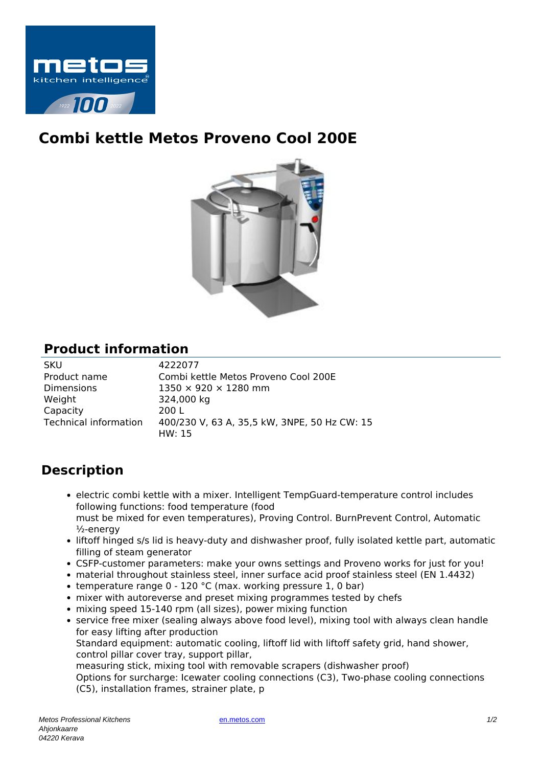# Combi kettle Metos Proveno Cool 200E

## Product information

| | |
|---|---|
| SKU | 4222077 |
| Product name | Combi kettle Metos Proveno Cool 200E |
| Dimensions | 1350 × 920 × 1280 mm |
| Weight | 324,000 kg |
| Capacity | 200 L |
| Technical information | 400/230 V, 63 A, 35,5 kW, 3NPE, 50 Hz CW: 15 HW: 15 |

## Description

- electric combi kettle with a mixer. Intelligent TempGuard-temperature control includes following functions: food temperature (food must be mixed for even temperatures), Proving Control. BurnPrevent Control, Automatic ½-energy
- liftoff hinged s/s lid is heavy-duty and dishwasher proof, fully isolated kettle part, automatic filling of steam generator
- CSFP-customer parameters: make your owns settings and Proveno works for just for you!
- material throughout stainless steel, inner surface acid proof stainless steel (EN 1.4432)
- temperature range 0 - 120 °C (max. working pressure 1, 0 bar)
- mixer with autoreverse and preset mixing programmes tested by chefs
- mixing speed 15-140 rpm (all sizes), power mixing function
- service free mixer (sealing always above food level), mixing tool with always clean handle for easy lifting after production
  Standard equipment: automatic cooling, liftoff lid with liftoff safety grid, hand shower, control pillar cover tray, support pillar,
  measuring stick, mixing tool with removable scrapers (dishwasher proof)
  Options for surcharge: Icewater cooling connections (C3), Two-phase cooling connections (C5), installation frames, strainer plate, p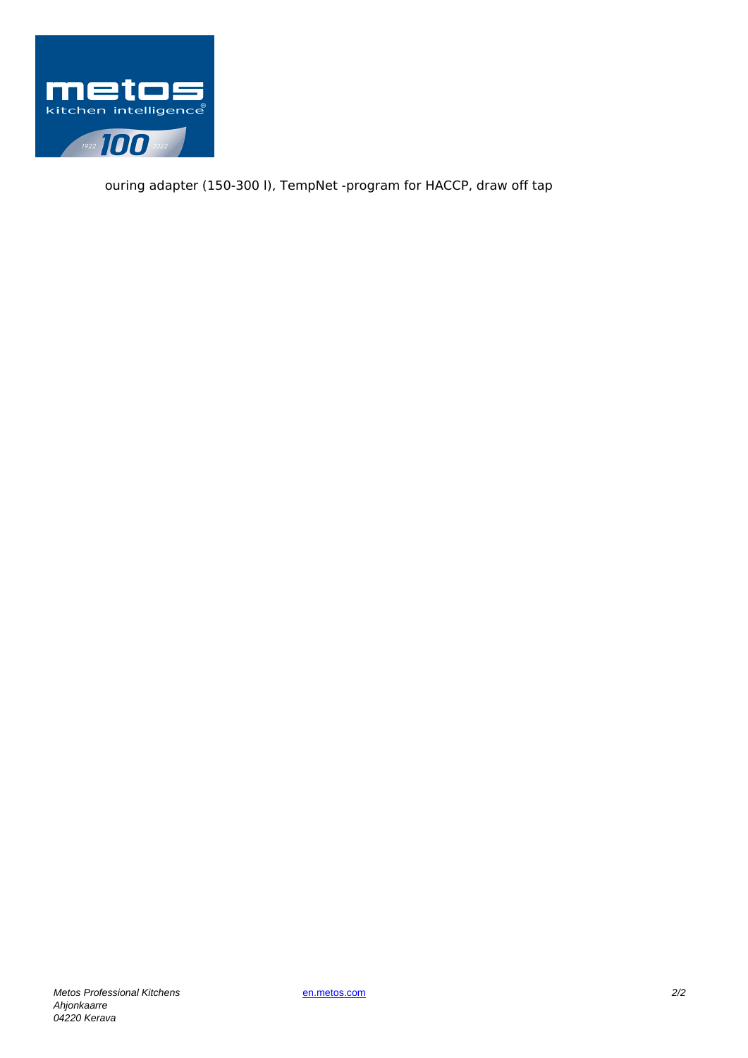ouring adapter (150-300 l), TempNet -program for HACCP, draw off tap